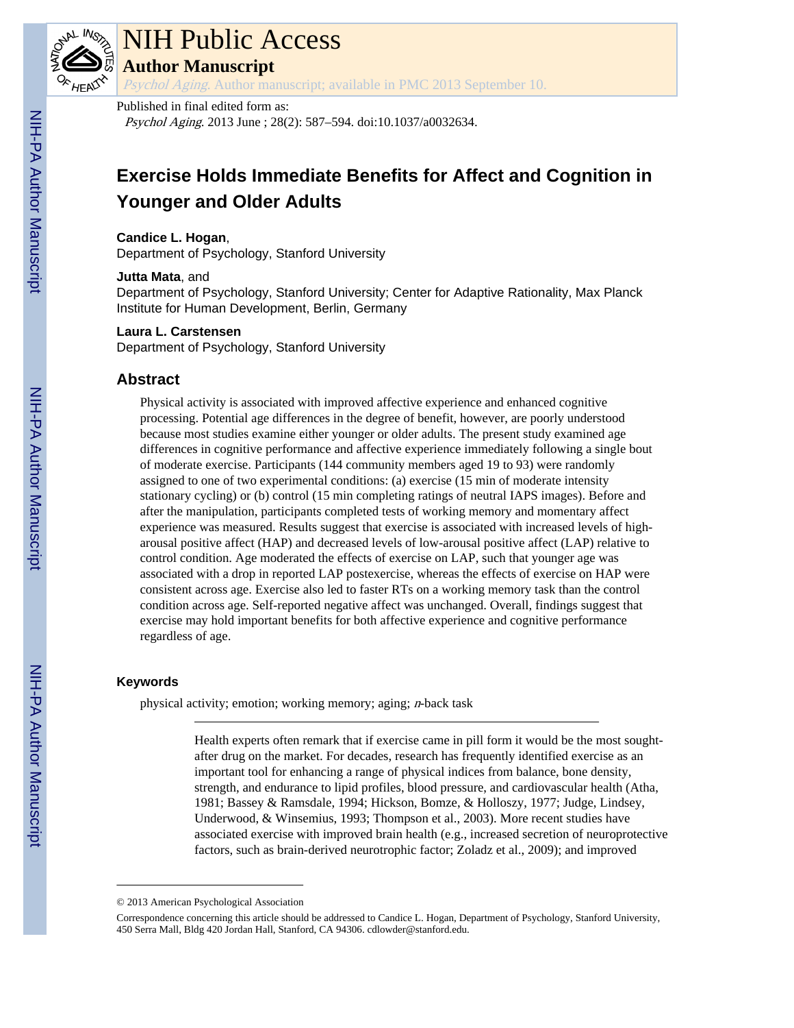# Exercise Holds Immediate Benefits for Affect and Cognition in Younger and Older Adults

**Candice L. Hogan**,
Department of Psychology, Stanford University

**Jutta Mata**, and
Department of Psychology, Stanford University; Center for Adaptive Rationality, Max Planck Institute for Human Development, Berlin, Germany

**Laura L. Carstensen**
Department of Psychology, Stanford University

Published in final edited form as: *Psychol Aging*. 2013 June ; 28(2): 587–594. doi:10.1037/a0032634.

## Abstract

Physical activity is associated with improved affective experience and enhanced cognitive processing. Potential age differences in the degree of benefit, however, are poorly understood because most studies examine either younger or older adults. The present study examined age differences in cognitive performance and affective experience immediately following a single bout of moderate exercise. Participants (144 community members aged 19 to 93) were randomly assigned to one of two experimental conditions: (a) exercise (15 min of moderate intensity stationary cycling) or (b) control (15 min completing ratings of neutral IAPS images). Before and after the manipulation, participants completed tests of working memory and momentary affect experience was measured. Results suggest that exercise is associated with increased levels of high-arousal positive affect (HAP) and decreased levels of low-arousal positive affect (LAP) relative to control condition. Age moderated the effects of exercise on LAP, such that younger age was associated with a drop in reported LAP postexercise, whereas the effects of exercise on HAP were consistent across age. Exercise also led to faster RTs on a working memory task than the control condition across age. Self-reported negative affect was unchanged. Overall, findings suggest that exercise may hold important benefits for both affective experience and cognitive performance regardless of age.

### Keywords

physical activity; emotion; working memory; aging; *n*-back task

Health experts often remark that if exercise came in pill form it would be the most sought-after drug on the market. For decades, research has frequently identified exercise as an important tool for enhancing a range of physical indices from balance, bone density, strength, and endurance to lipid profiles, blood pressure, and cardiovascular health (Atha, 1981; Bassey & Ramsdale, 1994; Hickson, Bomze, & Holloszy, 1977; Judge, Lindsey, Underwood, & Winsemius, 1993; Thompson et al., 2003). More recent studies have associated exercise with improved brain health (e.g., increased secretion of neuroprotective factors, such as brain-derived neurotrophic factor; Zoladz et al., 2009); and improved

© 2013 American Psychological Association

Correspondence concerning this article should be addressed to Candice L. Hogan, Department of Psychology, Stanford University, 450 Serra Mall, Bldg 420 Jordan Hall, Stanford, CA 94306. cdlowder@stanford.edu.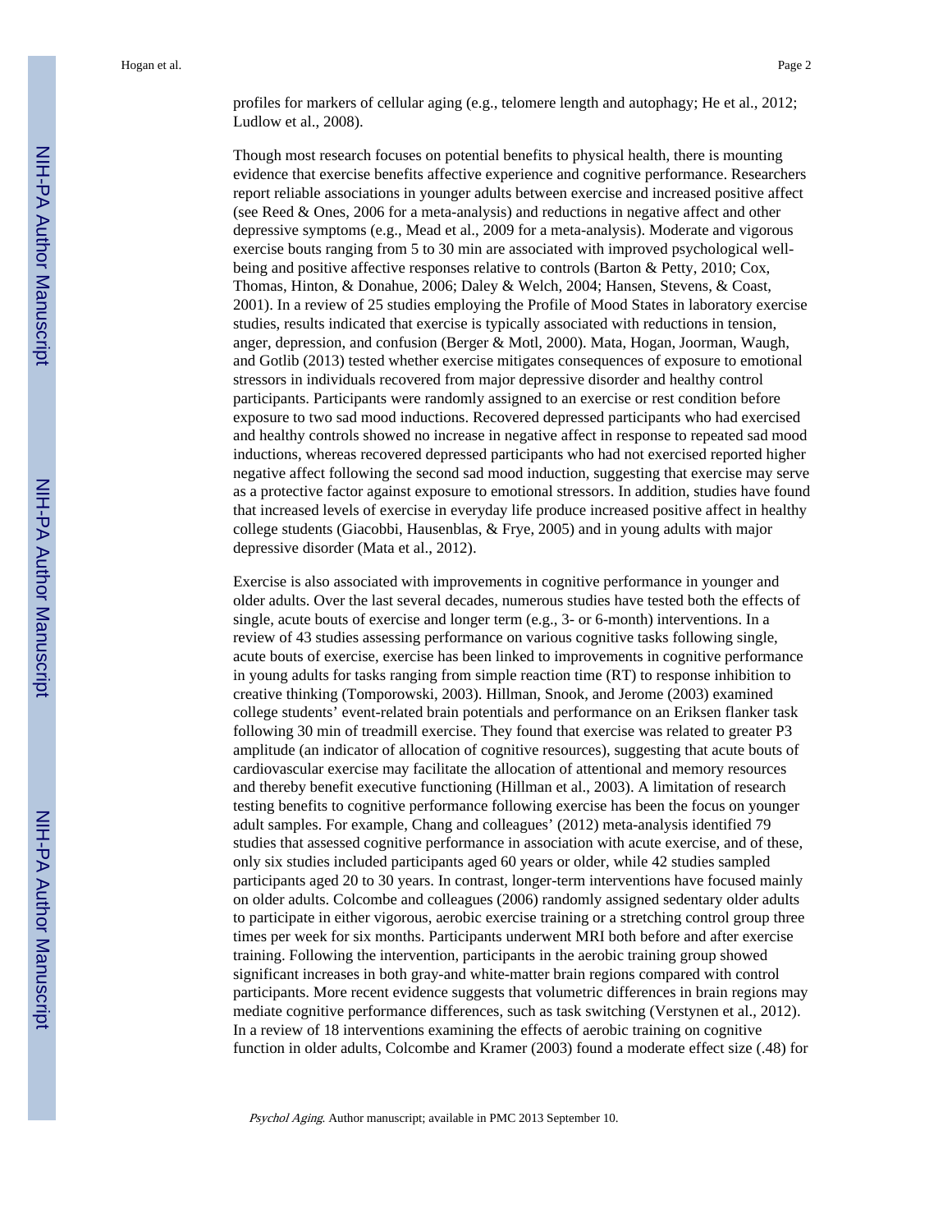profiles for markers of cellular aging (e.g., telomere length and autophagy; He et al., 2012; Ludlow et al., 2008).

Though most research focuses on potential benefits to physical health, there is mounting evidence that exercise benefits affective experience and cognitive performance. Researchers report reliable associations in younger adults between exercise and increased positive affect (see Reed & Ones, 2006 for a meta-analysis) and reductions in negative affect and other depressive symptoms (e.g., Mead et al., 2009 for a meta-analysis). Moderate and vigorous exercise bouts ranging from 5 to 30 min are associated with improved psychological well-being and positive affective responses relative to controls (Barton & Petty, 2010; Cox, Thomas, Hinton, & Donahue, 2006; Daley & Welch, 2004; Hansen, Stevens, & Coast, 2001). In a review of 25 studies employing the Profile of Mood States in laboratory exercise studies, results indicated that exercise is typically associated with reductions in tension, anger, depression, and confusion (Berger & Motl, 2000). Mata, Hogan, Joorman, Waugh, and Gotlib (2013) tested whether exercise mitigates consequences of exposure to emotional stressors in individuals recovered from major depressive disorder and healthy control participants. Participants were randomly assigned to an exercise or rest condition before exposure to two sad mood inductions. Recovered depressed participants who had exercised and healthy controls showed no increase in negative affect in response to repeated sad mood inductions, whereas recovered depressed participants who had not exercised reported higher negative affect following the second sad mood induction, suggesting that exercise may serve as a protective factor against exposure to emotional stressors. In addition, studies have found that increased levels of exercise in everyday life produce increased positive affect in healthy college students (Giacobbi, Hausenblas, & Frye, 2005) and in young adults with major depressive disorder (Mata et al., 2012).

Exercise is also associated with improvements in cognitive performance in younger and older adults. Over the last several decades, numerous studies have tested both the effects of single, acute bouts of exercise and longer term (e.g., 3- or 6-month) interventions. In a review of 43 studies assessing performance on various cognitive tasks following single, acute bouts of exercise, exercise has been linked to improvements in cognitive performance in young adults for tasks ranging from simple reaction time (RT) to response inhibition to creative thinking (Tomporowski, 2003). Hillman, Snook, and Jerome (2003) examined college students' event-related brain potentials and performance on an Eriksen flanker task following 30 min of treadmill exercise. They found that exercise was related to greater P3 amplitude (an indicator of allocation of cognitive resources), suggesting that acute bouts of cardiovascular exercise may facilitate the allocation of attentional and memory resources and thereby benefit executive functioning (Hillman et al., 2003). A limitation of research testing benefits to cognitive performance following exercise has been the focus on younger adult samples. For example, Chang and colleagues' (2012) meta-analysis identified 79 studies that assessed cognitive performance in association with acute exercise, and of these, only six studies included participants aged 60 years or older, while 42 studies sampled participants aged 20 to 30 years. In contrast, longer-term interventions have focused mainly on older adults. Colcombe and colleagues (2006) randomly assigned sedentary older adults to participate in either vigorous, aerobic exercise training or a stretching control group three times per week for six months. Participants underwent MRI both before and after exercise training. Following the intervention, participants in the aerobic training group showed significant increases in both gray-and white-matter brain regions compared with control participants. More recent evidence suggests that volumetric differences in brain regions may mediate cognitive performance differences, such as task switching (Verstynen et al., 2012). In a review of 18 interventions examining the effects of aerobic training on cognitive function in older adults, Colcombe and Kramer (2003) found a moderate effect size (.48) for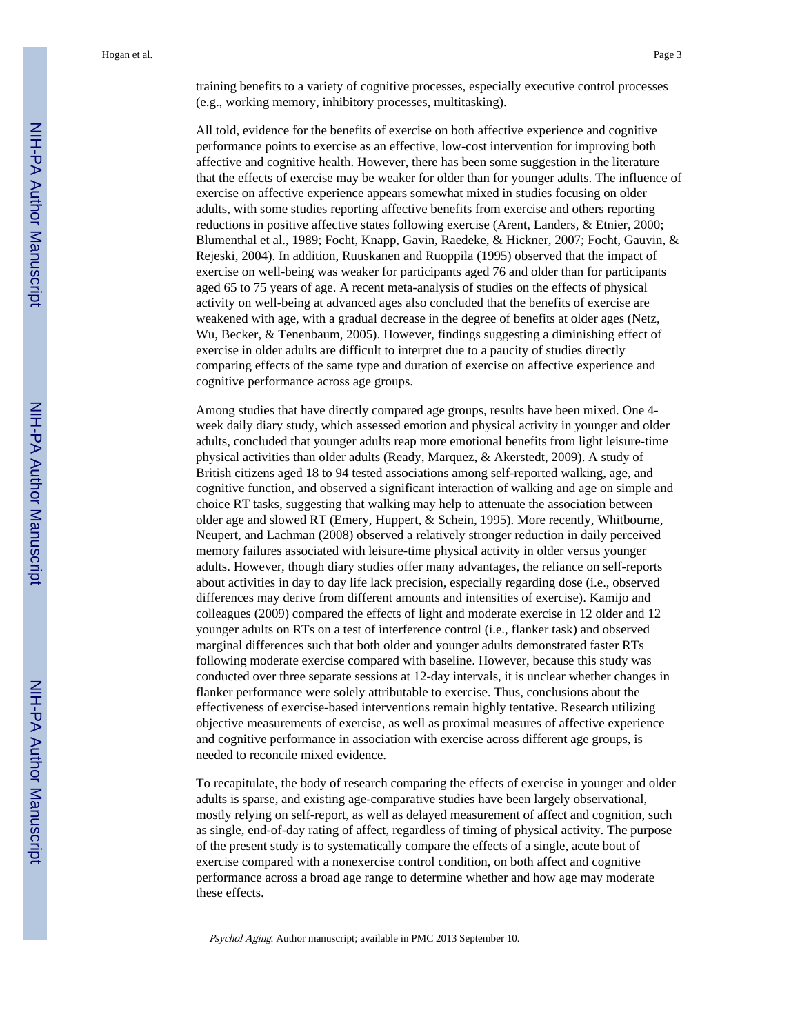training benefits to a variety of cognitive processes, especially executive control processes (e.g., working memory, inhibitory processes, multitasking).

All told, evidence for the benefits of exercise on both affective experience and cognitive performance points to exercise as an effective, low-cost intervention for improving both affective and cognitive health. However, there has been some suggestion in the literature that the effects of exercise may be weaker for older than for younger adults. The influence of exercise on affective experience appears somewhat mixed in studies focusing on older adults, with some studies reporting affective benefits from exercise and others reporting reductions in positive affective states following exercise (Arent, Landers, & Etnier, 2000; Blumenthal et al., 1989; Focht, Knapp, Gavin, Raedeke, & Hickner, 2007; Focht, Gauvin, & Rejeski, 2004). In addition, Ruuskanen and Ruoppila (1995) observed that the impact of exercise on well-being was weaker for participants aged 76 and older than for participants aged 65 to 75 years of age. A recent meta-analysis of studies on the effects of physical activity on well-being at advanced ages also concluded that the benefits of exercise are weakened with age, with a gradual decrease in the degree of benefits at older ages (Netz, Wu, Becker, & Tenenbaum, 2005). However, findings suggesting a diminishing effect of exercise in older adults are difficult to interpret due to a paucity of studies directly comparing effects of the same type and duration of exercise on affective experience and cognitive performance across age groups.

Among studies that have directly compared age groups, results have been mixed. One 4-week daily diary study, which assessed emotion and physical activity in younger and older adults, concluded that younger adults reap more emotional benefits from light leisure-time physical activities than older adults (Ready, Marquez, & Akerstedt, 2009). A study of British citizens aged 18 to 94 tested associations among self-reported walking, age, and cognitive function, and observed a significant interaction of walking and age on simple and choice RT tasks, suggesting that walking may help to attenuate the association between older age and slowed RT (Emery, Huppert, & Schein, 1995). More recently, Whitbourne, Neupert, and Lachman (2008) observed a relatively stronger reduction in daily perceived memory failures associated with leisure-time physical activity in older versus younger adults. However, though diary studies offer many advantages, the reliance on self-reports about activities in day to day life lack precision, especially regarding dose (i.e., observed differences may derive from different amounts and intensities of exercise). Kamijo and colleagues (2009) compared the effects of light and moderate exercise in 12 older and 12 younger adults on RTs on a test of interference control (i.e., flanker task) and observed marginal differences such that both older and younger adults demonstrated faster RTs following moderate exercise compared with baseline. However, because this study was conducted over three separate sessions at 12-day intervals, it is unclear whether changes in flanker performance were solely attributable to exercise. Thus, conclusions about the effectiveness of exercise-based interventions remain highly tentative. Research utilizing objective measurements of exercise, as well as proximal measures of affective experience and cognitive performance in association with exercise across different age groups, is needed to reconcile mixed evidence.

To recapitulate, the body of research comparing the effects of exercise in younger and older adults is sparse, and existing age-comparative studies have been largely observational, mostly relying on self-report, as well as delayed measurement of affect and cognition, such as single, end-of-day rating of affect, regardless of timing of physical activity. The purpose of the present study is to systematically compare the effects of a single, acute bout of exercise compared with a nonexercise control condition, on both affect and cognitive performance across a broad age range to determine whether and how age may moderate these effects.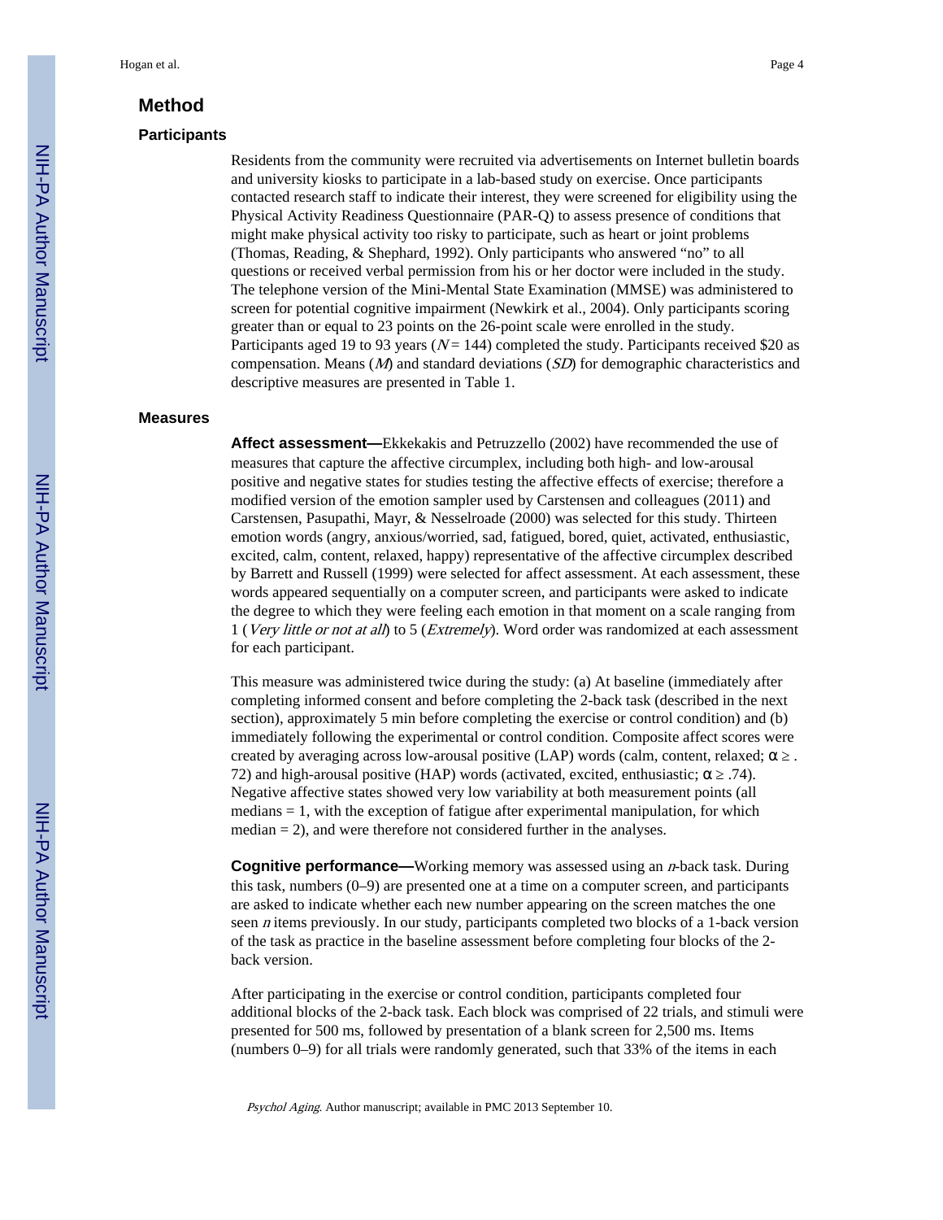## Method

### Participants

Residents from the community were recruited via advertisements on Internet bulletin boards and university kiosks to participate in a lab-based study on exercise. Once participants contacted research staff to indicate their interest, they were screened for eligibility using the Physical Activity Readiness Questionnaire (PAR-Q) to assess presence of conditions that might make physical activity too risky to participate, such as heart or joint problems (Thomas, Reading, & Shephard, 1992). Only participants who answered "no" to all questions or received verbal permission from his or her doctor were included in the study. The telephone version of the Mini-Mental State Examination (MMSE) was administered to screen for potential cognitive impairment (Newkirk et al., 2004). Only participants scoring greater than or equal to 23 points on the 26-point scale were enrolled in the study. Participants aged 19 to 93 years ($N = 144$) completed the study. Participants received $20 as compensation. Means ($M$) and standard deviations ($SD$) for demographic characteristics and descriptive measures are presented in Table 1.

### Measures

**Affect assessment—**Ekkekakis and Petruzzello (2002) have recommended the use of measures that capture the affective circumplex, including both high- and low-arousal positive and negative states for studies testing the affective effects of exercise; therefore a modified version of the emotion sampler used by Carstensen and colleagues (2011) and Carstensen, Pasupathi, Mayr, & Nesselroade (2000) was selected for this study. Thirteen emotion words (angry, anxious/worried, sad, fatigued, bored, quiet, activated, enthusiastic, excited, calm, content, relaxed, happy) representative of the affective circumplex described by Barrett and Russell (1999) were selected for affect assessment. At each assessment, these words appeared sequentially on a computer screen, and participants were asked to indicate the degree to which they were feeling each emotion in that moment on a scale ranging from 1 (*Very little or not at all*) to 5 (*Extremely*). Word order was randomized at each assessment for each participant.

This measure was administered twice during the study: (a) At baseline (immediately after completing informed consent and before completing the 2-back task (described in the next section), approximately 5 min before completing the exercise or control condition) and (b) immediately following the experimental or control condition. Composite affect scores were created by averaging across low-arousal positive (LAP) words (calm, content, relaxed; $\alpha \geq .72$) and high-arousal positive (HAP) words (activated, excited, enthusiastic; $\alpha \geq .74$). Negative affective states showed very low variability at both measurement points (all medians = 1, with the exception of fatigue after experimental manipulation, for which median = 2), and were therefore not considered further in the analyses.

**Cognitive performance—**Working memory was assessed using an $n$-back task. During this task, numbers (0–9) are presented one at a time on a computer screen, and participants are asked to indicate whether each new number appearing on the screen matches the one seen $n$ items previously. In our study, participants completed two blocks of a 1-back version of the task as practice in the baseline assessment before completing four blocks of the 2-back version.

After participating in the exercise or control condition, participants completed four additional blocks of the 2-back task. Each block was comprised of 22 trials, and stimuli were presented for 500 ms, followed by presentation of a blank screen for 2,500 ms. Items (numbers 0–9) for all trials were randomly generated, such that 33% of the items in each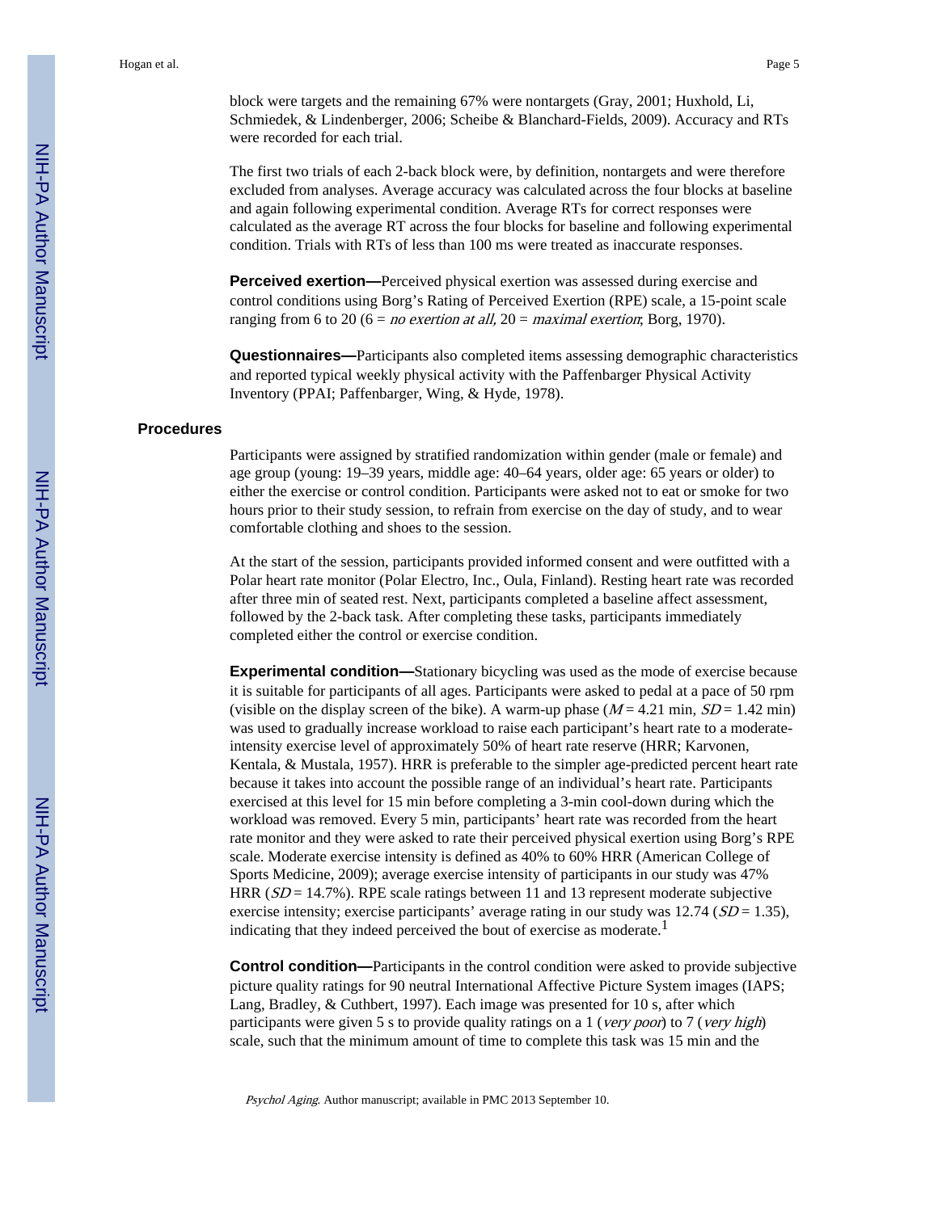block were targets and the remaining 67% were nontargets (Gray, 2001; Huxhold, Li, Schmiedek, & Lindenberger, 2006; Scheibe & Blanchard-Fields, 2009). Accuracy and RTs were recorded for each trial.

The first two trials of each 2-back block were, by definition, nontargets and were therefore excluded from analyses. Average accuracy was calculated across the four blocks at baseline and again following experimental condition. Average RTs for correct responses were calculated as the average RT across the four blocks for baseline and following experimental condition. Trials with RTs of less than 100 ms were treated as inaccurate responses.

**Perceived exertion—**Perceived physical exertion was assessed during exercise and control conditions using Borg's Rating of Perceived Exertion (RPE) scale, a 15-point scale ranging from 6 to 20 (6 = *no exertion at all,* 20 = *maximal exertion*; Borg, 1970).

**Questionnaires—**Participants also completed items assessing demographic characteristics and reported typical weekly physical activity with the Paffenbarger Physical Activity Inventory (PPAI; Paffenbarger, Wing, & Hyde, 1978).

### Procedures

Participants were assigned by stratified randomization within gender (male or female) and age group (young: 19–39 years, middle age: 40–64 years, older age: 65 years or older) to either the exercise or control condition. Participants were asked not to eat or smoke for two hours prior to their study session, to refrain from exercise on the day of study, and to wear comfortable clothing and shoes to the session.

At the start of the session, participants provided informed consent and were outfitted with a Polar heart rate monitor (Polar Electro, Inc., Oula, Finland). Resting heart rate was recorded after three min of seated rest. Next, participants completed a baseline affect assessment, followed by the 2-back task. After completing these tasks, participants immediately completed either the control or exercise condition.

**Experimental condition—**Stationary bicycling was used as the mode of exercise because it is suitable for participants of all ages. Participants were asked to pedal at a pace of 50 rpm (visible on the display screen of the bike). A warm-up phase ($M$ = 4.21 min, $SD$ = 1.42 min) was used to gradually increase workload to raise each participant's heart rate to a moderate-intensity exercise level of approximately 50% of heart rate reserve (HRR; Karvonen, Kentala, & Mustala, 1957). HRR is preferable to the simpler age-predicted percent heart rate because it takes into account the possible range of an individual's heart rate. Participants exercised at this level for 15 min before completing a 3-min cool-down during which the workload was removed. Every 5 min, participants' heart rate was recorded from the heart rate monitor and they were asked to rate their perceived physical exertion using Borg's RPE scale. Moderate exercise intensity is defined as 40% to 60% HRR (American College of Sports Medicine, 2009); average exercise intensity of participants in our study was 47% HRR ($SD$ = 14.7%). RPE scale ratings between 11 and 13 represent moderate subjective exercise intensity; exercise participants' average rating in our study was 12.74 ($SD$ = 1.35), indicating that they indeed perceived the bout of exercise as moderate.[1]

**Control condition—**Participants in the control condition were asked to provide subjective picture quality ratings for 90 neutral International Affective Picture System images (IAPS; Lang, Bradley, & Cuthbert, 1997). Each image was presented for 10 s, after which participants were given 5 s to provide quality ratings on a 1 (*very poor*) to 7 (*very high*) scale, such that the minimum amount of time to complete this task was 15 min and the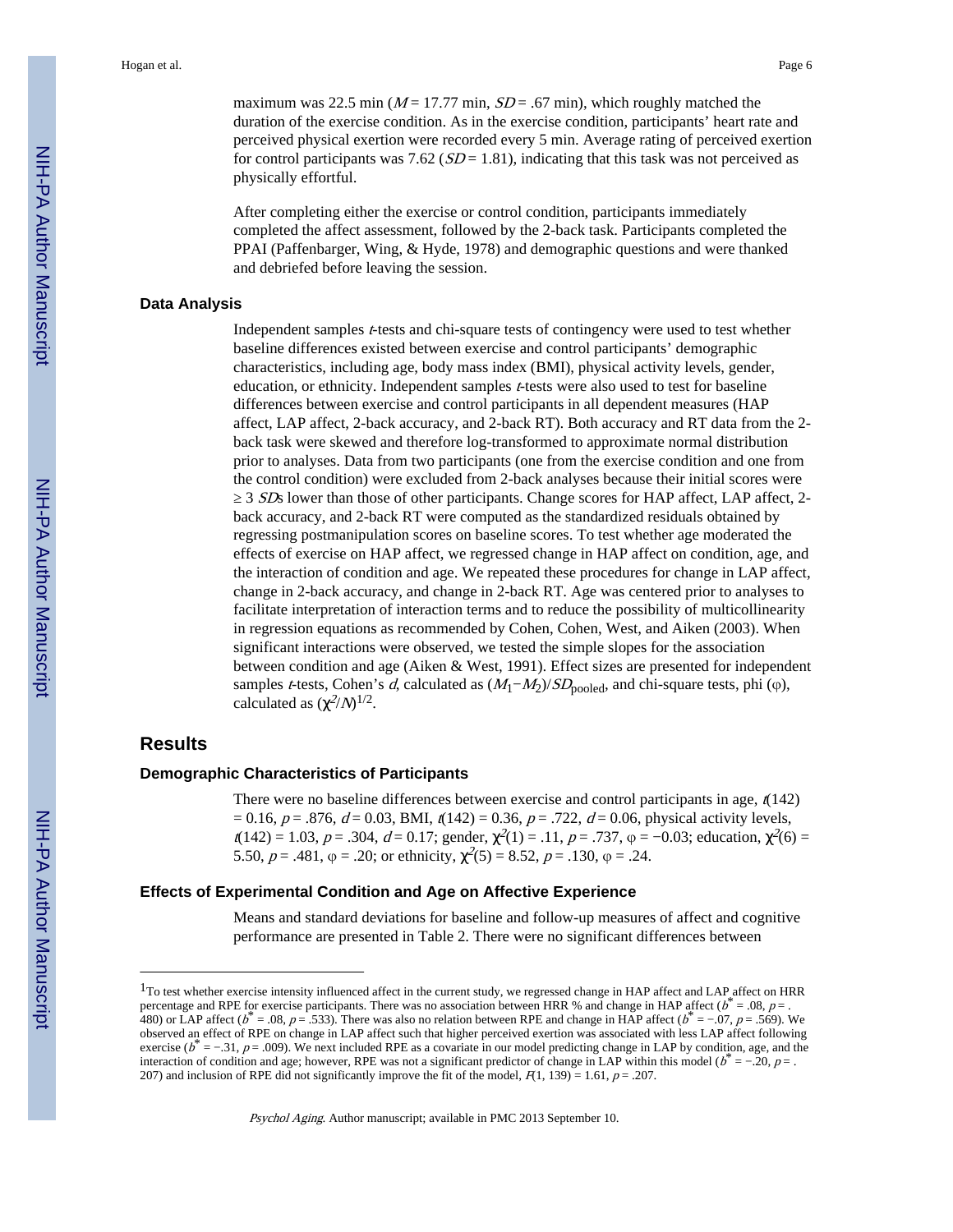maximum was 22.5 min ($M$ = 17.77 min, $SD$ = .67 min), which roughly matched the duration of the exercise condition. As in the exercise condition, participants' heart rate and perceived physical exertion were recorded every 5 min. Average rating of perceived exertion for control participants was 7.62 ($SD$ = 1.81), indicating that this task was not perceived as physically effortful.

After completing either the exercise or control condition, participants immediately completed the affect assessment, followed by the 2-back task. Participants completed the PPAI (Paffenbarger, Wing, & Hyde, 1978) and demographic questions and were thanked and debriefed before leaving the session.

### Data Analysis

Independent samples $t$-tests and chi-square tests of contingency were used to test whether baseline differences existed between exercise and control participants' demographic characteristics, including age, body mass index (BMI), physical activity levels, gender, education, or ethnicity. Independent samples $t$-tests were also used to test for baseline differences between exercise and control participants in all dependent measures (HAP affect, LAP affect, 2-back accuracy, and 2-back RT). Both accuracy and RT data from the 2-back task were skewed and therefore log-transformed to approximate normal distribution prior to analyses. Data from two participants (one from the exercise condition and one from the control condition) were excluded from 2-back analyses because their initial scores were ≥ 3 $SD$s lower than those of other participants. Change scores for HAP affect, LAP affect, 2-back accuracy, and 2-back RT were computed as the standardized residuals obtained by regressing postmanipulation scores on baseline scores. To test whether age moderated the effects of exercise on HAP affect, we regressed change in HAP affect on condition, age, and the interaction of condition and age. We repeated these procedures for change in LAP affect, change in 2-back accuracy, and change in 2-back RT. Age was centered prior to analyses to facilitate interpretation of interaction terms and to reduce the possibility of multicollinearity in regression equations as recommended by Cohen, Cohen, West, and Aiken (2003). When significant interactions were observed, we tested the simple slopes for the association between condition and age (Aiken & West, 1991). Effect sizes are presented for independent samples $t$-tests, Cohen's $d$, calculated as $(M_1 - M_2)/SD_{\text{pooled}}$, and chi-square tests, phi (φ), calculated as $(\chi^2/N)^{1/2}$.

## Results

### Demographic Characteristics of Participants

There were no baseline differences between exercise and control participants in age, $t(142) = 0.16$, $p = .876$, $d = 0.03$, BMI, $t(142) = 0.36$, $p = .722$, $d = 0.06$, physical activity levels, $t(142) = 1.03$, $p = .304$, $d = 0.17$; gender, $\chi^2(1) = .11$, $p = .737$, $\varphi = -0.03$; education, $\chi^2(6) = 5.50$, $p = .481$, $\varphi = .20$; or ethnicity, $\chi^2(5) = 8.52$, $p = .130$, $\varphi = .24$.

### Effects of Experimental Condition and Age on Affective Experience

Means and standard deviations for baseline and follow-up measures of affect and cognitive performance are presented in Table 2. There were no significant differences between

---

[1]To test whether exercise intensity influenced affect in the current study, we regressed change in HAP affect and LAP affect on HRR percentage and RPE for exercise participants. There was no association between HRR % and change in HAP affect ($b^* = .08$, $p = .480$) or LAP affect ($b^* = .08$, $p = .533$). There was also no relation between RPE and change in HAP affect ($b^* = -.07$, $p = .569$). We observed an effect of RPE on change in LAP affect such that higher perceived exertion was associated with less LAP affect following exercise ($b^* = -.31$, $p = .009$). We next included RPE as a covariate in our model predicting change in LAP by condition, age, and the interaction of condition and age; however, RPE was not a significant predictor of change in LAP within this model ($b^* = -.20$, $p = .207$) and inclusion of RPE did not significantly improve the fit of the model, $F(1, 139) = 1.61$, $p = .207$.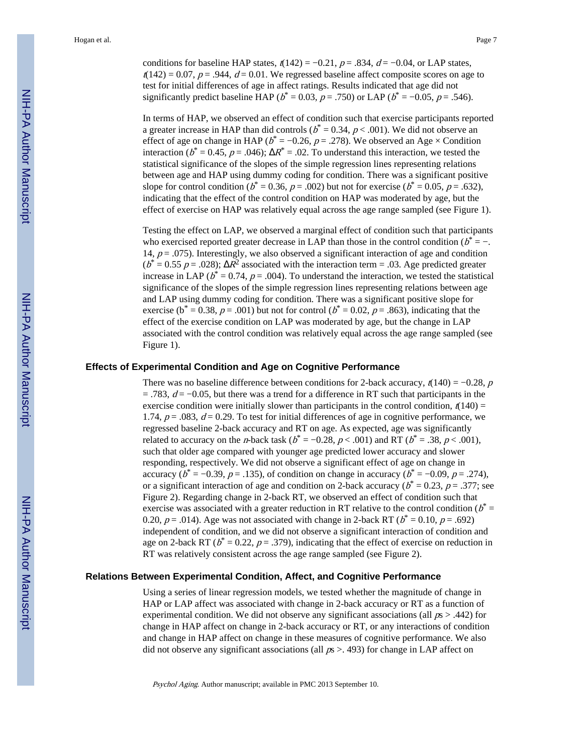conditions for baseline HAP states, $t(142) = -0.21$, $p = .834$, $d = -0.04$, or LAP states, $t(142) = 0.07$, $p = .944$, $d = 0.01$. We regressed baseline affect composite scores on age to test for initial differences of age in affect ratings. Results indicated that age did not significantly predict baseline HAP ($b^* = 0.03$, $p = .750$) or LAP ($b^* = -0.05$, $p = .546$).

In terms of HAP, we observed an effect of condition such that exercise participants reported a greater increase in HAP than did controls ($b^* = 0.34$, $p < .001$). We did not observe an effect of age on change in HAP ($b^* = -0.26$, $p = .278$). We observed an Age × Condition interaction ($b^* = 0.45$, $p = .046$); $\Delta R^* = .02$. To understand this interaction, we tested the statistical significance of the slopes of the simple regression lines representing relations between age and HAP using dummy coding for condition. There was a significant positive slope for control condition ($b^* = 0.36$, $p = .002$) but not for exercise ($b^* = 0.05$, $p = .632$), indicating that the effect of the control condition on HAP was moderated by age, but the effect of exercise on HAP was relatively equal across the age range sampled (see Figure 1).

Testing the effect on LAP, we observed a marginal effect of condition such that participants who exercised reported greater decrease in LAP than those in the control condition ($b^* = -.14$, $p = .075$). Interestingly, we also observed a significant interaction of age and condition ($b^* = 0.55$ $p = .028$); $\Delta R^2$ associated with the interaction term = .03. Age predicted greater increase in LAP ($b^* = 0.74$, $p = .004$). To understand the interaction, we tested the statistical significance of the slopes of the simple regression lines representing relations between age and LAP using dummy coding for condition. There was a significant positive slope for exercise ($b^* = 0.38$, $p = .001$) but not for control ($b^* = 0.02$, $p = .863$), indicating that the effect of the exercise condition on LAP was moderated by age, but the change in LAP associated with the control condition was relatively equal across the age range sampled (see Figure 1).

### Effects of Experimental Condition and Age on Cognitive Performance

There was no baseline difference between conditions for 2-back accuracy, $t(140) = -0.28$, $p = .783$, $d = -0.05$, but there was a trend for a difference in RT such that participants in the exercise condition were initially slower than participants in the control condition, $t(140) = 1.74$, $p = .083$, $d = 0.29$. To test for initial differences of age in cognitive performance, we regressed baseline 2-back accuracy and RT on age. As expected, age was significantly related to accuracy on the *n*-back task ($b^* = -0.28$, $p < .001$) and RT ($b^* = .38$, $p < .001$), such that older age compared with younger age predicted lower accuracy and slower responding, respectively. We did not observe a significant effect of age on change in accuracy ($b^* = -0.39$, $p = .135$), of condition on change in accuracy ($b^* = -0.09$, $p = .274$), or a significant interaction of age and condition on 2-back accuracy ($b^* = 0.23$, $p = .377$; see Figure 2). Regarding change in 2-back RT, we observed an effect of condition such that exercise was associated with a greater reduction in RT relative to the control condition ($b^* = 0.20$, $p = .014$). Age was not associated with change in 2-back RT ($b^* = 0.10$, $p = .692$) independent of condition, and we did not observe a significant interaction of condition and age on 2-back RT ($b^* = 0.22$, $p = .379$), indicating that the effect of exercise on reduction in RT was relatively consistent across the age range sampled (see Figure 2).

### Relations Between Experimental Condition, Affect, and Cognitive Performance

Using a series of linear regression models, we tested whether the magnitude of change in HAP or LAP affect was associated with change in 2-back accuracy or RT as a function of experimental condition. We did not observe any significant associations (all *p*s > .442) for change in HAP affect on change in 2-back accuracy or RT, or any interactions of condition and change in HAP affect on change in these measures of cognitive performance. We also did not observe any significant associations (all *p*s >. 493) for change in LAP affect on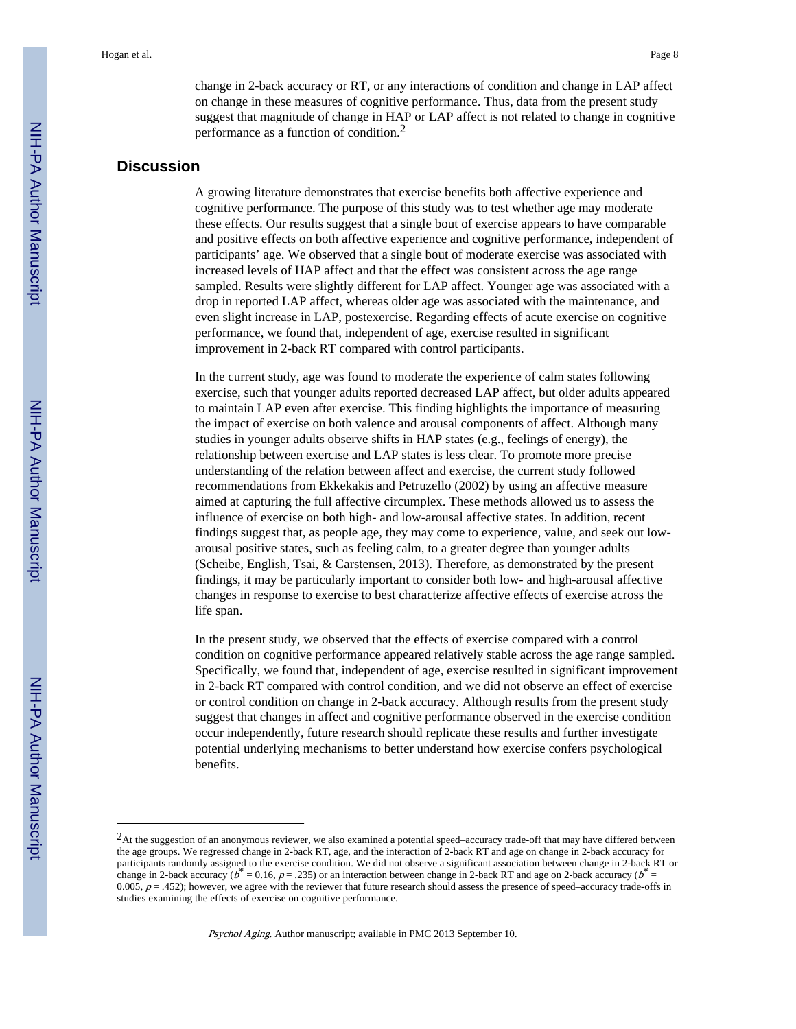change in 2-back accuracy or RT, or any interactions of condition and change in LAP affect on change in these measures of cognitive performance. Thus, data from the present study suggest that magnitude of change in HAP or LAP affect is not related to change in cognitive performance as a function of condition.[2]

## Discussion

A growing literature demonstrates that exercise benefits both affective experience and cognitive performance. The purpose of this study was to test whether age may moderate these effects. Our results suggest that a single bout of exercise appears to have comparable and positive effects on both affective experience and cognitive performance, independent of participants' age. We observed that a single bout of moderate exercise was associated with increased levels of HAP affect and that the effect was consistent across the age range sampled. Results were slightly different for LAP affect. Younger age was associated with a drop in reported LAP affect, whereas older age was associated with the maintenance, and even slight increase in LAP, postexercise. Regarding effects of acute exercise on cognitive performance, we found that, independent of age, exercise resulted in significant improvement in 2-back RT compared with control participants.

In the current study, age was found to moderate the experience of calm states following exercise, such that younger adults reported decreased LAP affect, but older adults appeared to maintain LAP even after exercise. This finding highlights the importance of measuring the impact of exercise on both valence and arousal components of affect. Although many studies in younger adults observe shifts in HAP states (e.g., feelings of energy), the relationship between exercise and LAP states is less clear. To promote more precise understanding of the relation between affect and exercise, the current study followed recommendations from Ekkekakis and Petruzello (2002) by using an affective measure aimed at capturing the full affective circumplex. These methods allowed us to assess the influence of exercise on both high- and low-arousal affective states. In addition, recent findings suggest that, as people age, they may come to experience, value, and seek out low-arousal positive states, such as feeling calm, to a greater degree than younger adults (Scheibe, English, Tsai, & Carstensen, 2013). Therefore, as demonstrated by the present findings, it may be particularly important to consider both low- and high-arousal affective changes in response to exercise to best characterize affective effects of exercise across the life span.

In the present study, we observed that the effects of exercise compared with a control condition on cognitive performance appeared relatively stable across the age range sampled. Specifically, we found that, independent of age, exercise resulted in significant improvement in 2-back RT compared with control condition, and we did not observe an effect of exercise or control condition on change in 2-back accuracy. Although results from the present study suggest that changes in affect and cognitive performance observed in the exercise condition occur independently, future research should replicate these results and further investigate potential underlying mechanisms to better understand how exercise confers psychological benefits.

---

[2]At the suggestion of an anonymous reviewer, we also examined a potential speed–accuracy trade-off that may have differed between the age groups. We regressed change in 2-back RT, age, and the interaction of 2-back RT and age on change in 2-back accuracy for participants randomly assigned to the exercise condition. We did not observe a significant association between change in 2-back RT or change in 2-back accuracy ($b^{*} = 0.16$, $p = .235$) or an interaction between change in 2-back RT and age on 2-back accuracy ($b^{*} = 0.005$, $p = .452$); however, we agree with the reviewer that future research should assess the presence of speed–accuracy trade-offs in studies examining the effects of exercise on cognitive performance.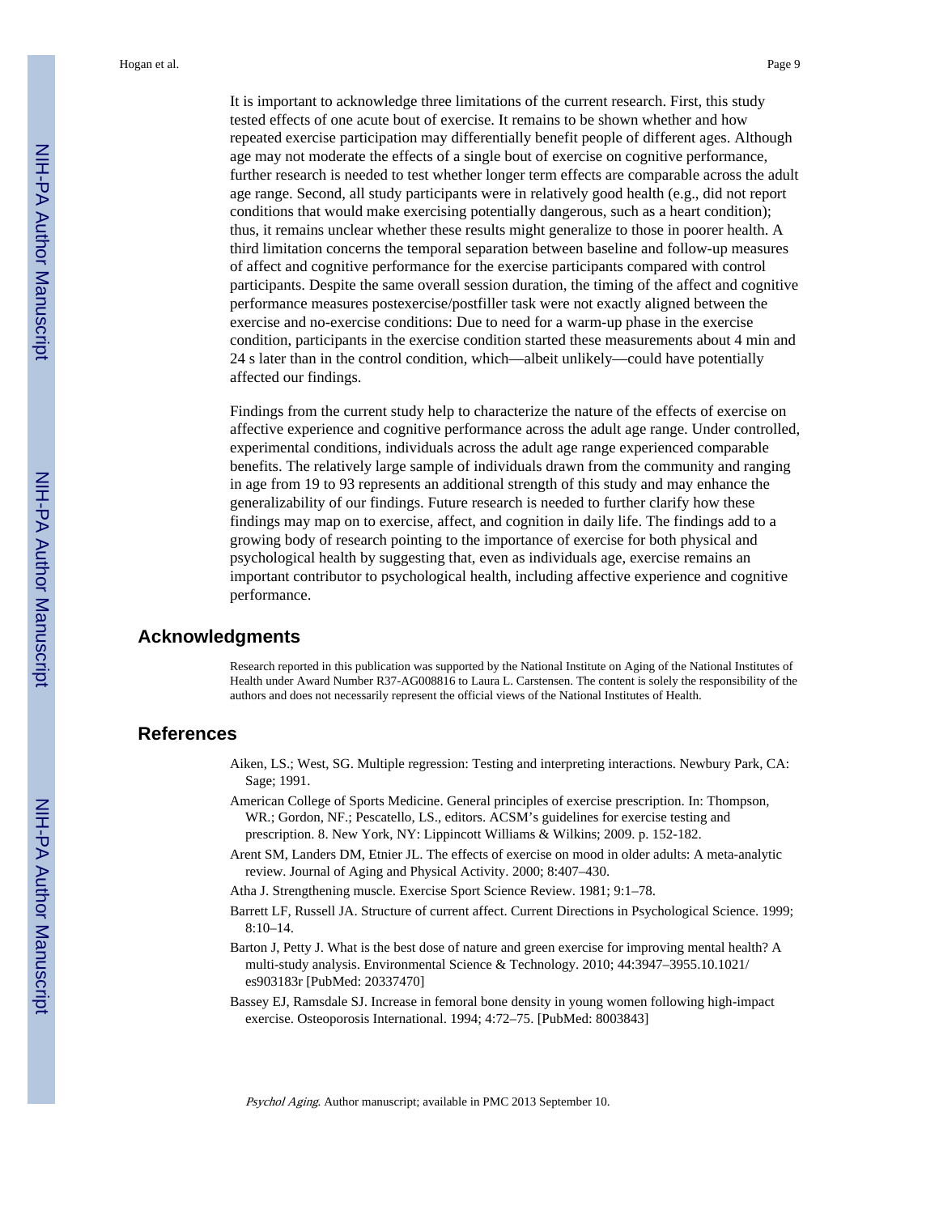It is important to acknowledge three limitations of the current research. First, this study tested effects of one acute bout of exercise. It remains to be shown whether and how repeated exercise participation may differentially benefit people of different ages. Although age may not moderate the effects of a single bout of exercise on cognitive performance, further research is needed to test whether longer term effects are comparable across the adult age range. Second, all study participants were in relatively good health (e.g., did not report conditions that would make exercising potentially dangerous, such as a heart condition); thus, it remains unclear whether these results might generalize to those in poorer health. A third limitation concerns the temporal separation between baseline and follow-up measures of affect and cognitive performance for the exercise participants compared with control participants. Despite the same overall session duration, the timing of the affect and cognitive performance measures postexercise/postfiller task were not exactly aligned between the exercise and no-exercise conditions: Due to need for a warm-up phase in the exercise condition, participants in the exercise condition started these measurements about 4 min and 24 s later than in the control condition, which—albeit unlikely—could have potentially affected our findings.

Findings from the current study help to characterize the nature of the effects of exercise on affective experience and cognitive performance across the adult age range. Under controlled, experimental conditions, individuals across the adult age range experienced comparable benefits. The relatively large sample of individuals drawn from the community and ranging in age from 19 to 93 represents an additional strength of this study and may enhance the generalizability of our findings. Future research is needed to further clarify how these findings may map on to exercise, affect, and cognition in daily life. The findings add to a growing body of research pointing to the importance of exercise for both physical and psychological health by suggesting that, even as individuals age, exercise remains an important contributor to psychological health, including affective experience and cognitive performance.

## Acknowledgments

Research reported in this publication was supported by the National Institute on Aging of the National Institutes of Health under Award Number R37-AG008816 to Laura L. Carstensen. The content is solely the responsibility of the authors and does not necessarily represent the official views of the National Institutes of Health.

## References

Aiken, LS.; West, SG. Multiple regression: Testing and interpreting interactions. Newbury Park, CA: Sage; 1991.

American College of Sports Medicine. General principles of exercise prescription. In: Thompson, WR.; Gordon, NF.; Pescatello, LS., editors. ACSM's guidelines for exercise testing and prescription. 8. New York, NY: Lippincott Williams & Wilkins; 2009. p. 152-182.

Arent SM, Landers DM, Etnier JL. The effects of exercise on mood in older adults: A meta-analytic review. Journal of Aging and Physical Activity. 2000; 8:407–430.

Atha J. Strengthening muscle. Exercise Sport Science Review. 1981; 9:1–78.

Barrett LF, Russell JA. Structure of current affect. Current Directions in Psychological Science. 1999; 8:10–14.

Barton J, Petty J. What is the best dose of nature and green exercise for improving mental health? A multi-study analysis. Environmental Science & Technology. 2010; 44:3947–3955.10.1021/es903183r [PubMed: 20337470]

Bassey EJ, Ramsdale SJ. Increase in femoral bone density in young women following high-impact exercise. Osteoporosis International. 1994; 4:72–75. [PubMed: 8003843]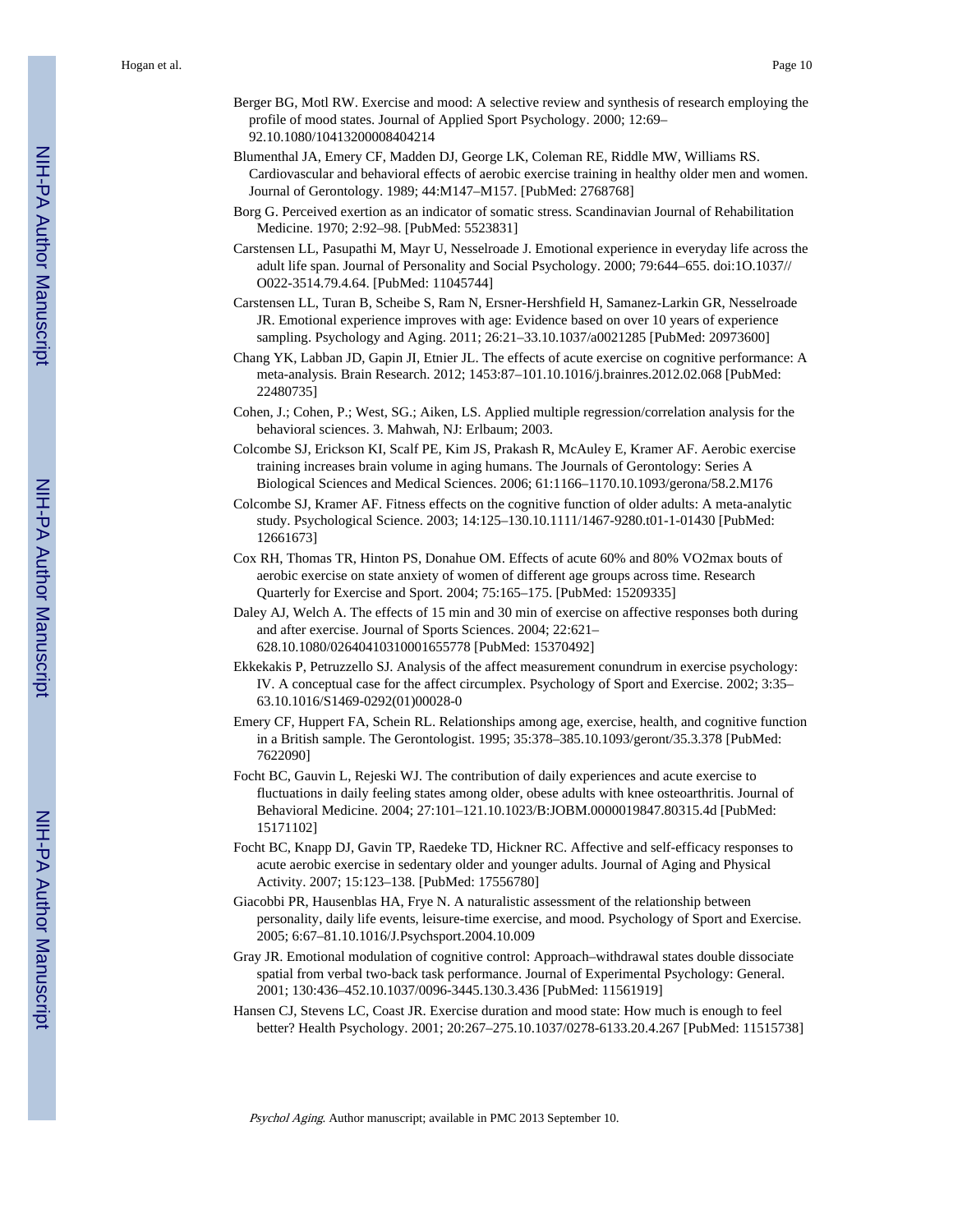Berger BG, Motl RW. Exercise and mood: A selective review and synthesis of research employing the profile of mood states. Journal of Applied Sport Psychology. 2000; 12:69–92.10.1080/10413200008404214

Blumenthal JA, Emery CF, Madden DJ, George LK, Coleman RE, Riddle MW, Williams RS. Cardiovascular and behavioral effects of aerobic exercise training in healthy older men and women. Journal of Gerontology. 1989; 44:M147–M157. [PubMed: 2768768]

Borg G. Perceived exertion as an indicator of somatic stress. Scandinavian Journal of Rehabilitation Medicine. 1970; 2:92–98. [PubMed: 5523831]

Carstensen LL, Pasupathi M, Mayr U, Nesselroade J. Emotional experience in everyday life across the adult life span. Journal of Personality and Social Psychology. 2000; 79:644–655. doi:1O.1037//O022-3514.79.4.64. [PubMed: 11045744]

Carstensen LL, Turan B, Scheibe S, Ram N, Ersner-Hershfield H, Samanez-Larkin GR, Nesselroade JR. Emotional experience improves with age: Evidence based on over 10 years of experience sampling. Psychology and Aging. 2011; 26:21–33.10.1037/a0021285 [PubMed: 20973600]

Chang YK, Labban JD, Gapin JI, Etnier JL. The effects of acute exercise on cognitive performance: A meta-analysis. Brain Research. 2012; 1453:87–101.10.1016/j.brainres.2012.02.068 [PubMed: 22480735]

Cohen, J.; Cohen, P.; West, SG.; Aiken, LS. Applied multiple regression/correlation analysis for the behavioral sciences. 3. Mahwah, NJ: Erlbaum; 2003.

Colcombe SJ, Erickson KI, Scalf PE, Kim JS, Prakash R, McAuley E, Kramer AF. Aerobic exercise training increases brain volume in aging humans. The Journals of Gerontology: Series A Biological Sciences and Medical Sciences. 2006; 61:1166–1170.10.1093/gerona/58.2.M176

Colcombe SJ, Kramer AF. Fitness effects on the cognitive function of older adults: A meta-analytic study. Psychological Science. 2003; 14:125–130.10.1111/1467-9280.t01-1-01430 [PubMed: 12661673]

Cox RH, Thomas TR, Hinton PS, Donahue OM. Effects of acute 60% and 80% VO2max bouts of aerobic exercise on state anxiety of women of different age groups across time. Research Quarterly for Exercise and Sport. 2004; 75:165–175. [PubMed: 15209335]

Daley AJ, Welch A. The effects of 15 min and 30 min of exercise on affective responses both during and after exercise. Journal of Sports Sciences. 2004; 22:621–628.10.1080/02640410310001655778 [PubMed: 15370492]

Ekkekakis P, Petruzzello SJ. Analysis of the affect measurement conundrum in exercise psychology: IV. A conceptual case for the affect circumplex. Psychology of Sport and Exercise. 2002; 3:35–63.10.1016/S1469-0292(01)00028-0

Emery CF, Huppert FA, Schein RL. Relationships among age, exercise, health, and cognitive function in a British sample. The Gerontologist. 1995; 35:378–385.10.1093/geront/35.3.378 [PubMed: 7622090]

Focht BC, Gauvin L, Rejeski WJ. The contribution of daily experiences and acute exercise to fluctuations in daily feeling states among older, obese adults with knee osteoarthritis. Journal of Behavioral Medicine. 2004; 27:101–121.10.1023/B:JOBM.0000019847.80315.4d [PubMed: 15171102]

Focht BC, Knapp DJ, Gavin TP, Raedeke TD, Hickner RC. Affective and self-efficacy responses to acute aerobic exercise in sedentary older and younger adults. Journal of Aging and Physical Activity. 2007; 15:123–138. [PubMed: 17556780]

Giacobbi PR, Hausenblas HA, Frye N. A naturalistic assessment of the relationship between personality, daily life events, leisure-time exercise, and mood. Psychology of Sport and Exercise. 2005; 6:67–81.10.1016/J.Psychsport.2004.10.009

Gray JR. Emotional modulation of cognitive control: Approach–withdrawal states double dissociate spatial from verbal two-back task performance. Journal of Experimental Psychology: General. 2001; 130:436–452.10.1037/0096-3445.130.3.436 [PubMed: 11561919]

Hansen CJ, Stevens LC, Coast JR. Exercise duration and mood state: How much is enough to feel better? Health Psychology. 2001; 20:267–275.10.1037/0278-6133.20.4.267 [PubMed: 11515738]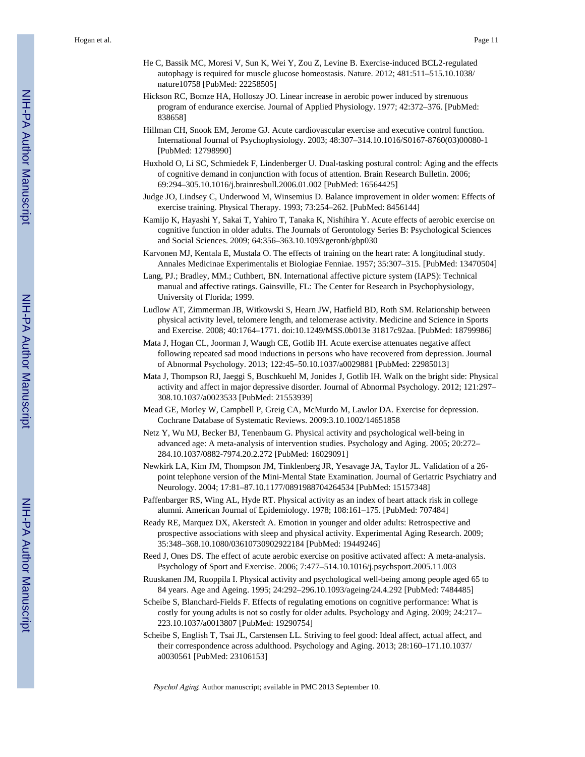He C, Bassik MC, Moresi V, Sun K, Wei Y, Zou Z, Levine B. Exercise-induced BCL2-regulated autophagy is required for muscle glucose homeostasis. Nature. 2012; 481:511–515.10.1038/nature10758 [PubMed: 22258505]

Hickson RC, Bomze HA, Holloszy JO. Linear increase in aerobic power induced by strenuous program of endurance exercise. Journal of Applied Physiology. 1977; 42:372–376. [PubMed: 838658]

Hillman CH, Snook EM, Jerome GJ. Acute cardiovascular exercise and executive control function. International Journal of Psychophysiology. 2003; 48:307–314.10.1016/S0167-8760(03)00080-1 [PubMed: 12798990]

Huxhold O, Li SC, Schmiedek F, Lindenberger U. Dual-tasking postural control: Aging and the effects of cognitive demand in conjunction with focus of attention. Brain Research Bulletin. 2006; 69:294–305.10.1016/j.brainresbull.2006.01.002 [PubMed: 16564425]

Judge JO, Lindsey C, Underwood M, Winsemius D. Balance improvement in older women: Effects of exercise training. Physical Therapy. 1993; 73:254–262. [PubMed: 8456144]

Kamijo K, Hayashi Y, Sakai T, Yahiro T, Tanaka K, Nishihira Y. Acute effects of aerobic exercise on cognitive function in older adults. The Journals of Gerontology Series B: Psychological Sciences and Social Sciences. 2009; 64:356–363.10.1093/geronb/gbp030

Karvonen MJ, Kentala E, Mustala O. The effects of training on the heart rate: A longitudinal study. Annales Medicinae Experimentalis et Biologiae Fenniae. 1957; 35:307–315. [PubMed: 13470504]

Lang, PJ.; Bradley, MM.; Cuthbert, BN. International affective picture system (IAPS): Technical manual and affective ratings. Gainsville, FL: The Center for Research in Psychophysiology, University of Florida; 1999.

Ludlow AT, Zimmerman JB, Witkowski S, Hearn JW, Hatfield BD, Roth SM. Relationship between physical activity level, telomere length, and telomerase activity. Medicine and Science in Sports and Exercise. 2008; 40:1764–1771. doi:10.1249/MSS.0b013e 31817c92aa. [PubMed: 18799986]

Mata J, Hogan CL, Joorman J, Waugh CE, Gotlib IH. Acute exercise attenuates negative affect following repeated sad mood inductions in persons who have recovered from depression. Journal of Abnormal Psychology. 2013; 122:45–50.10.1037/a0029881 [PubMed: 22985013]

Mata J, Thompson RJ, Jaeggi S, Buschkuehl M, Jonides J, Gotlib IH. Walk on the bright side: Physical activity and affect in major depressive disorder. Journal of Abnormal Psychology. 2012; 121:297–308.10.1037/a0023533 [PubMed: 21553939]

Mead GE, Morley W, Campbell P, Greig CA, McMurdo M, Lawlor DA. Exercise for depression. Cochrane Database of Systematic Reviews. 2009:3.10.1002/14651858

Netz Y, Wu MJ, Becker BJ, Tenenbaum G. Physical activity and psychological well-being in advanced age: A meta-analysis of intervention studies. Psychology and Aging. 2005; 20:272–284.10.1037/0882-7974.20.2.272 [PubMed: 16029091]

Newkirk LA, Kim JM, Thompson JM, Tinklenberg JR, Yesavage JA, Taylor JL. Validation of a 26-point telephone version of the Mini-Mental State Examination. Journal of Geriatric Psychiatry and Neurology. 2004; 17:81–87.10.1177/0891988704264534 [PubMed: 15157348]

Paffenbarger RS, Wing AL, Hyde RT. Physical activity as an index of heart attack risk in college alumni. American Journal of Epidemiology. 1978; 108:161–175. [PubMed: 707484]

Ready RE, Marquez DX, Akerstedt A. Emotion in younger and older adults: Retrospective and prospective associations with sleep and physical activity. Experimental Aging Research. 2009; 35:348–368.10.1080/03610730902922184 [PubMed: 19449246]

Reed J, Ones DS. The effect of acute aerobic exercise on positive activated affect: A meta-analysis. Psychology of Sport and Exercise. 2006; 7:477–514.10.1016/j.psychsport.2005.11.003

Ruuskanen JM, Ruoppila I. Physical activity and psychological well-being among people aged 65 to 84 years. Age and Ageing. 1995; 24:292–296.10.1093/ageing/24.4.292 [PubMed: 7484485]

Scheibe S, Blanchard-Fields F. Effects of regulating emotions on cognitive performance: What is costly for young adults is not so costly for older adults. Psychology and Aging. 2009; 24:217–223.10.1037/a0013807 [PubMed: 19290754]

Scheibe S, English T, Tsai JL, Carstensen LL. Striving to feel good: Ideal affect, actual affect, and their correspondence across adulthood. Psychology and Aging. 2013; 28:160–171.10.1037/a0030561 [PubMed: 23106153]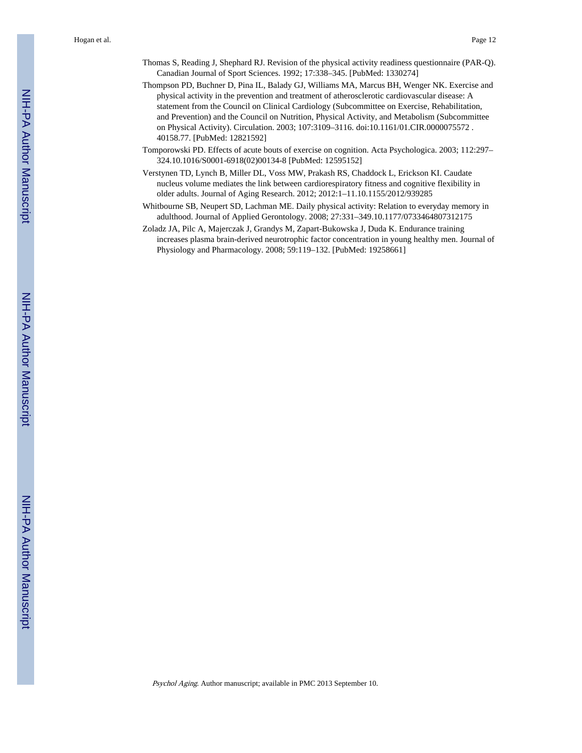Thomas S, Reading J, Shephard RJ. Revision of the physical activity readiness questionnaire (PAR-Q). Canadian Journal of Sport Sciences. 1992; 17:338–345. [PubMed: 1330274]

Thompson PD, Buchner D, Pina IL, Balady GJ, Williams MA, Marcus BH, Wenger NK. Exercise and physical activity in the prevention and treatment of atherosclerotic cardiovascular disease: A statement from the Council on Clinical Cardiology (Subcommittee on Exercise, Rehabilitation, and Prevention) and the Council on Nutrition, Physical Activity, and Metabolism (Subcommittee on Physical Activity). Circulation. 2003; 107:3109–3116. doi:10.1161/01.CIR.0000075572 . 40158.77. [PubMed: 12821592]

Tomporowski PD. Effects of acute bouts of exercise on cognition. Acta Psychologica. 2003; 112:297–324.10.1016/S0001-6918(02)00134-8 [PubMed: 12595152]

Verstynen TD, Lynch B, Miller DL, Voss MW, Prakash RS, Chaddock L, Erickson KI. Caudate nucleus volume mediates the link between cardiorespiratory fitness and cognitive flexibility in older adults. Journal of Aging Research. 2012; 2012:1–11.10.1155/2012/939285

Whitbourne SB, Neupert SD, Lachman ME. Daily physical activity: Relation to everyday memory in adulthood. Journal of Applied Gerontology. 2008; 27:331–349.10.1177/0733464807312175

Zoladz JA, Pilc A, Majerczak J, Grandys M, Zapart-Bukowska J, Duda K. Endurance training increases plasma brain-derived neurotrophic factor concentration in young healthy men. Journal of Physiology and Pharmacology. 2008; 59:119–132. [PubMed: 19258661]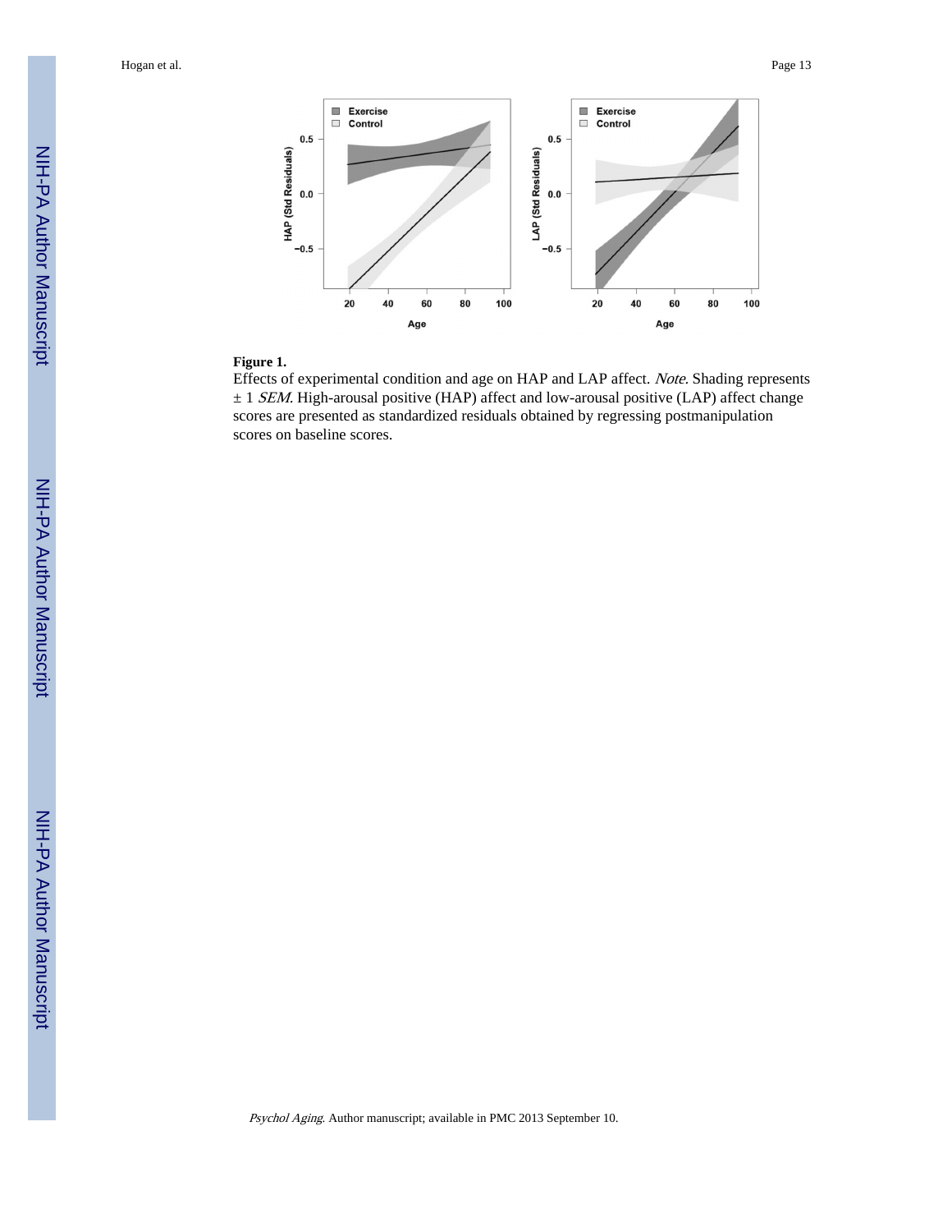**Figure 1.**

Effects of experimental condition and age on HAP and LAP affect. *Note*. Shading represents ± 1 *SEM*. High-arousal positive (HAP) affect and low-arousal positive (LAP) affect change scores are presented as standardized residuals obtained by regressing postmanipulation scores on baseline scores.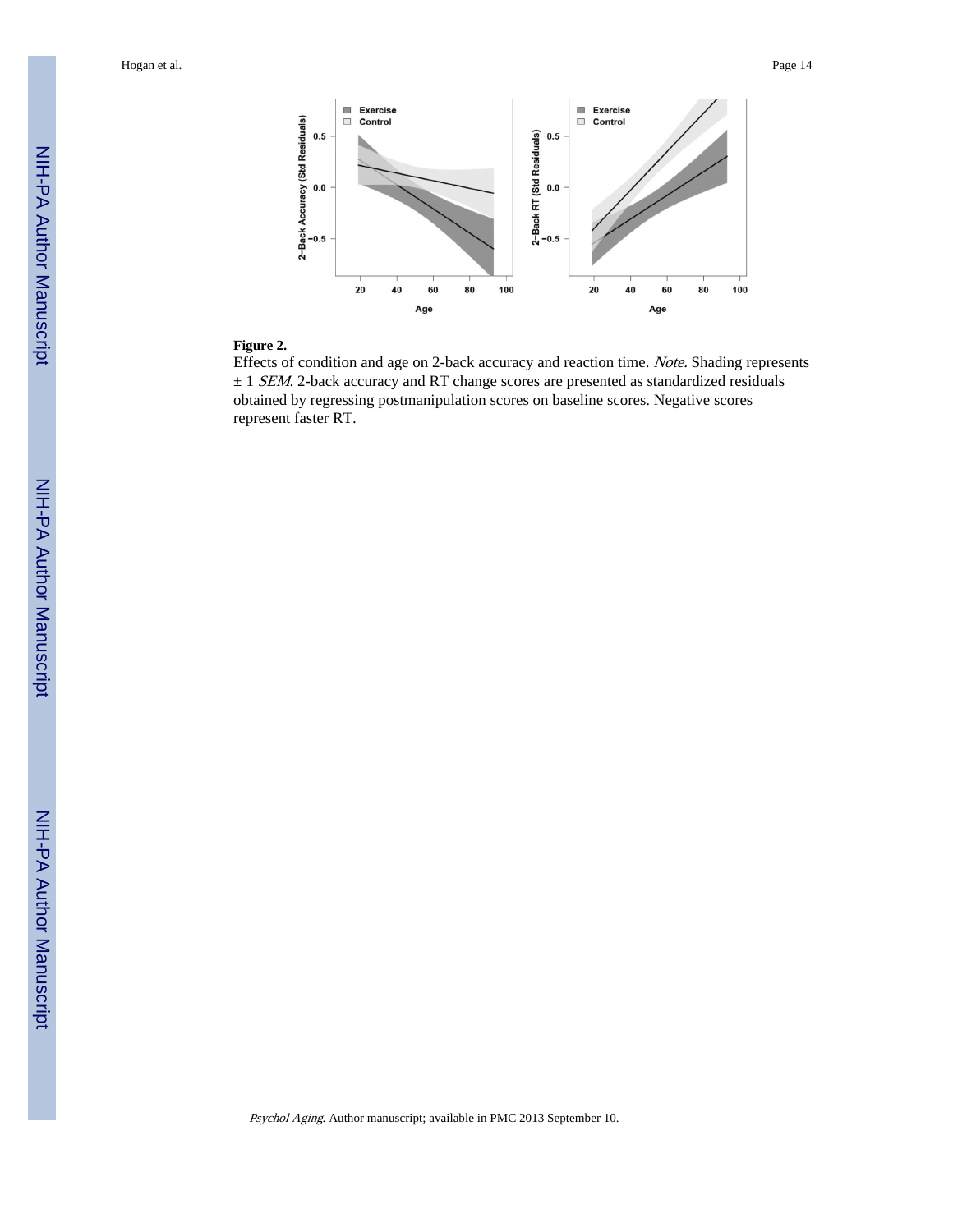**Figure 2.**

Effects of condition and age on 2-back accuracy and reaction time. *Note*. Shading represents ± 1 *SEM*. 2-back accuracy and RT change scores are presented as standardized residuals obtained by regressing postmanipulation scores on baseline scores. Negative scores represent faster RT.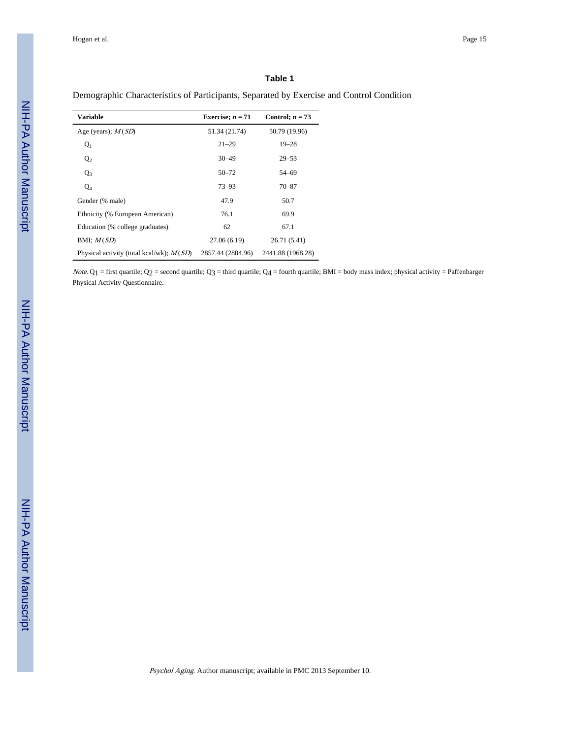**Table 1**

Demographic Characteristics of Participants, Separated by Exercise and Control Condition

| Variable | Exercise; *n* = 71 | Control; *n* = 73 |
|---|---|---|
| Age (years); *M* (*SD*) | 51.34 (21.74) | 50.79 (19.96) |
| $Q_1$ | 21–29 | 19–28 |
| $Q_2$ | 30–49 | 29–53 |
| $Q_3$ | 50–72 | 54–69 |
| $Q_4$ | 73–93 | 70–87 |
| Gender (% male) | 47.9 | 50.7 |
| Ethnicity (% European American) | 76.1 | 69.9 |
| Education (% college graduates) | 62 | 67.1 |
| BMI; *M* (*SD*) | 27.06 (6.19) | 26.71 (5.41) |
| Physical activity (total kcal/wk); *M* (*SD*) | 2857.44 (2804.96) | 2441.88 (1968.28) |

*Note*. $Q_1$ = first quartile; $Q_2$ = second quartile; $Q_3$ = third quartile; $Q_4$ = fourth quartile; BMI = body mass index; physical activity = Paffenbarger Physical Activity Questionnaire.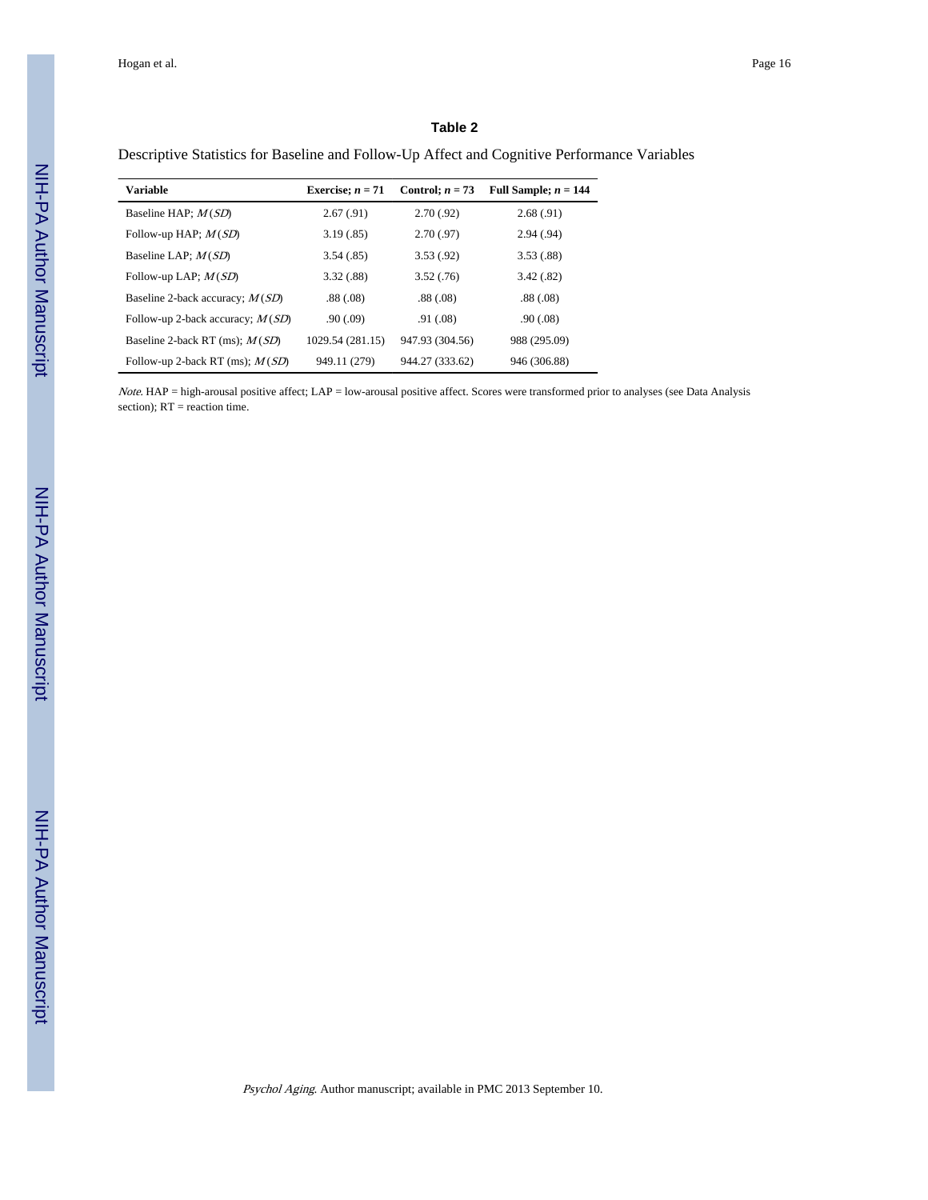## Table 2

Descriptive Statistics for Baseline and Follow-Up Affect and Cognitive Performance Variables

| Variable | Exercise; $n = 71$ | Control; $n = 73$ | Full Sample; $n = 144$ |
|---|---|---|---|
| Baseline HAP; $M$ ($SD$) | 2.67 (.91) | 2.70 (.92) | 2.68 (.91) |
| Follow-up HAP; $M$ ($SD$) | 3.19 (.85) | 2.70 (.97) | 2.94 (.94) |
| Baseline LAP; $M$ ($SD$) | 3.54 (.85) | 3.53 (.92) | 3.53 (.88) |
| Follow-up LAP; $M$ ($SD$) | 3.32 (.88) | 3.52 (.76) | 3.42 (.82) |
| Baseline 2-back accuracy; $M$ ($SD$) | .88 (.08) | .88 (.08) | .88 (.08) |
| Follow-up 2-back accuracy; $M$ ($SD$) | .90 (.09) | .91 (.08) | .90 (.08) |
| Baseline 2-back RT (ms); $M$ ($SD$) | 1029.54 (281.15) | 947.93 (304.56) | 988 (295.09) |
| Follow-up 2-back RT (ms); $M$ ($SD$) | 949.11 (279) | 944.27 (333.62) | 946 (306.88) |

*Note*. HAP = high-arousal positive affect; LAP = low-arousal positive affect. Scores were transformed prior to analyses (see Data Analysis section); RT = reaction time.